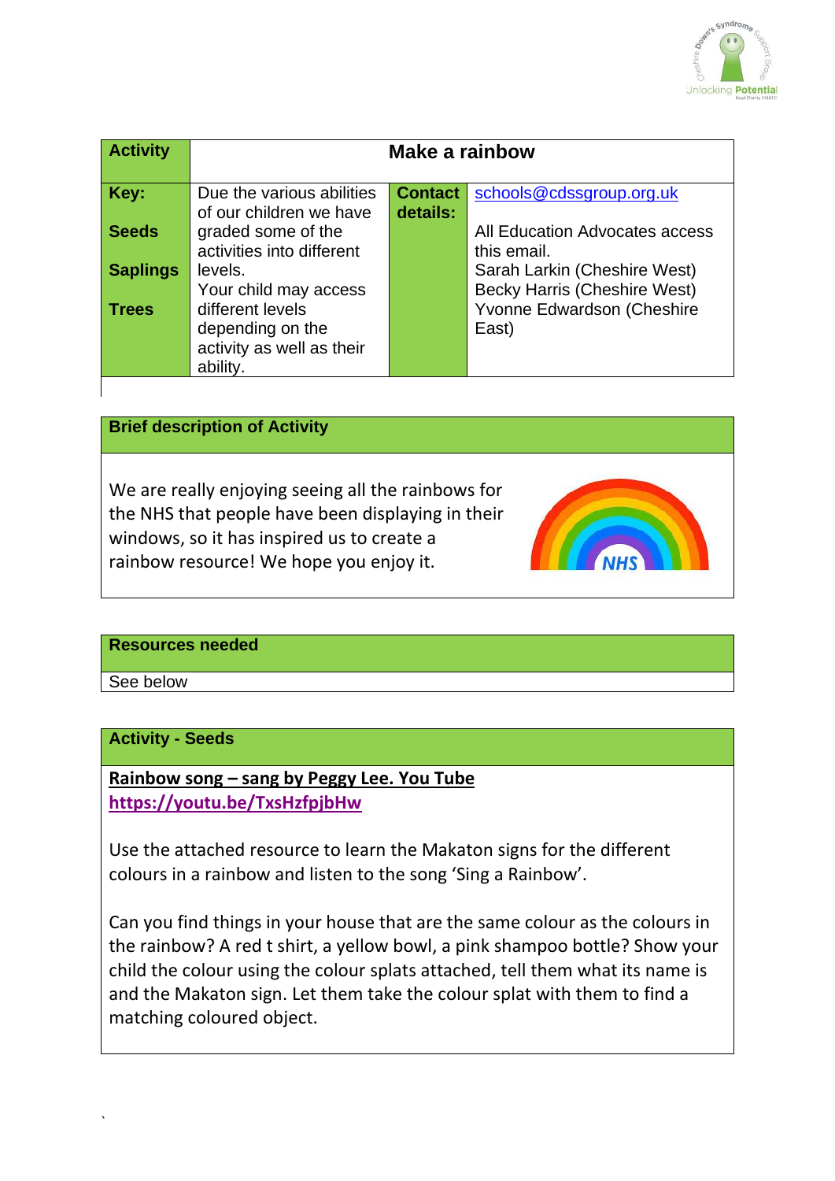| Activity | Make a rainbow | | |
|---|---|---|---|
| **Key:** <br><br> **Seeds** <br><br> **Saplings** <br><br> **Trees** | Due the various abilities of our children we have graded some of the activities into different levels. Your child may access different levels depending on the activity as well as their ability. | **Contact details:** | schools@cdssgroup.org.uk <br><br> All Education Advocates access this email. <br> Sarah Larkin (Cheshire West) <br> Becky Harris (Cheshire West) <br> Yvonne Edwardson (Cheshire East) |

**Brief description of Activity**

We are really enjoying seeing all the rainbows for the NHS that people have been displaying in their windows, so it has inspired us to create a rainbow resource! We hope you enjoy it.

**Resources needed**

See below

**Activity - Seeds**

**Rainbow song – sang by Peggy Lee. You Tube**
**https://youtu.be/TxsHzfpjbHw**

Use the attached resource to learn the Makaton signs for the different colours in a rainbow and listen to the song 'Sing a Rainbow'.

Can you find things in your house that are the same colour as the colours in the rainbow? A red t shirt, a yellow bowl, a pink shampoo bottle? Show your child the colour using the colour splats attached, tell them what its name is and the Makaton sign. Let them take the colour splat with them to find a matching coloured object.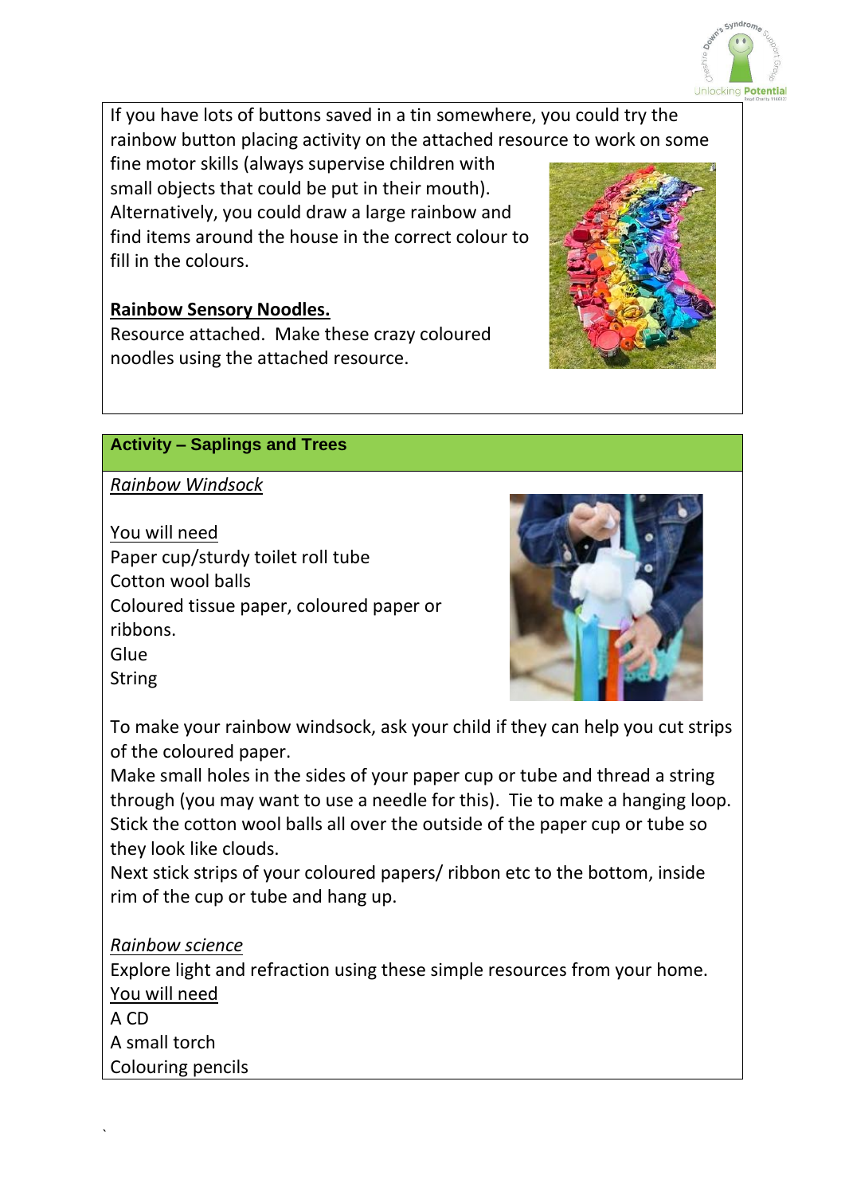If you have lots of buttons saved in a tin somewhere, you could try the rainbow button placing activity on the attached resource to work on some fine motor skills (always supervise children with small objects that could be put in their mouth). Alternatively, you could draw a large rainbow and find items around the house in the correct colour to fill in the colours.

**Rainbow Sensory Noodles.**

Resource attached. Make these crazy coloured noodles using the attached resource.

## Activity – Saplings and Trees

*Rainbow Windsock*

You will need

Paper cup/sturdy toilet roll tube
Cotton wool balls
Coloured tissue paper, coloured paper or ribbons.
Glue
String

To make your rainbow windsock, ask your child if they can help you cut strips of the coloured paper.
Make small holes in the sides of your paper cup or tube and thread a string through (you may want to use a needle for this). Tie to make a hanging loop.
Stick the cotton wool balls all over the outside of the paper cup or tube so they look like clouds.
Next stick strips of your coloured papers/ ribbon etc to the bottom, inside rim of the cup or tube and hang up.

*Rainbow science*

Explore light and refraction using these simple resources from your home.

You will need

A CD
A small torch
Colouring pencils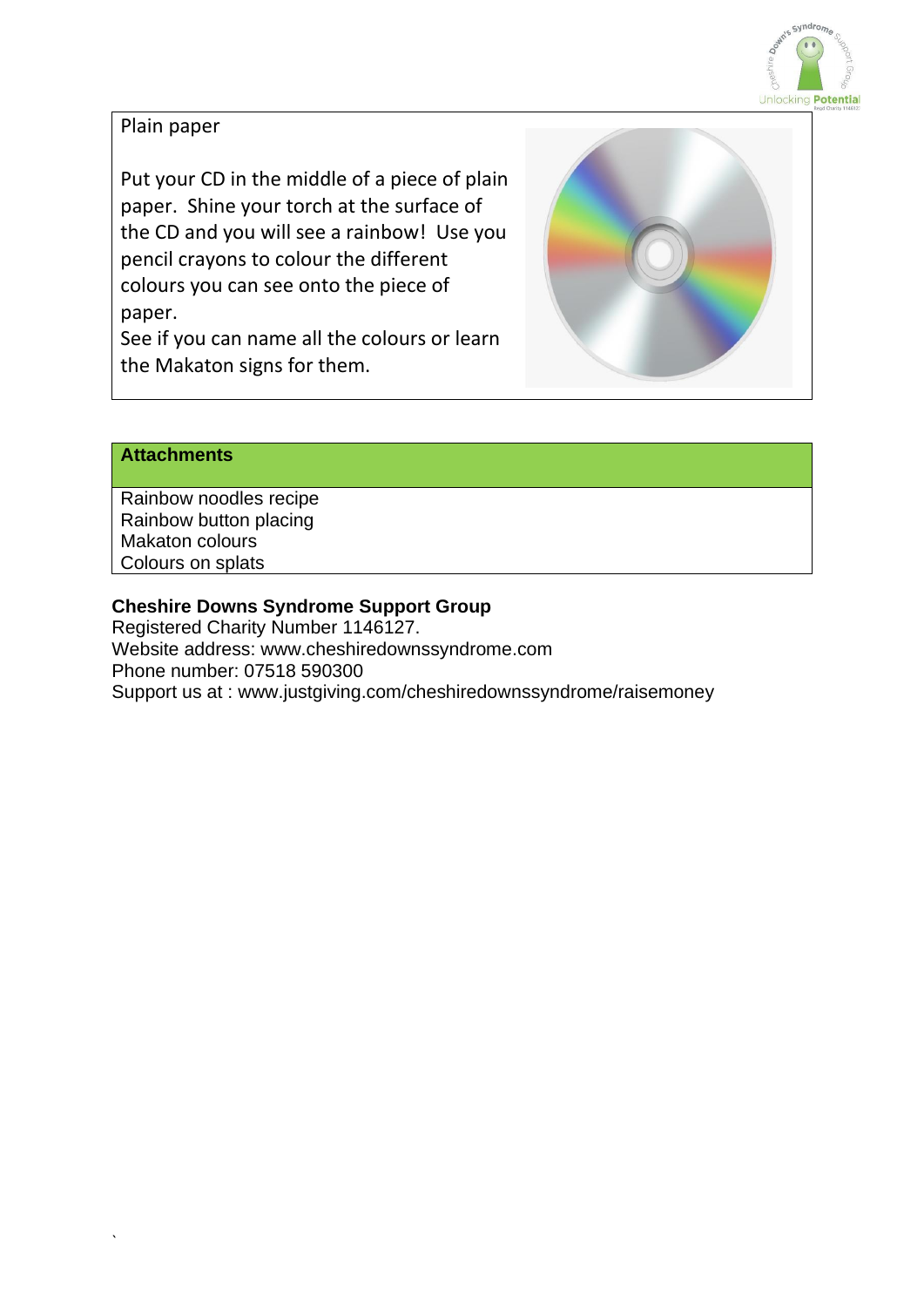Plain paper

Put your CD in the middle of a piece of plain paper. Shine your torch at the surface of the CD and you will see a rainbow! Use you pencil crayons to colour the different colours you can see onto the piece of paper.
See if you can name all the colours or learn the Makaton signs for them.

| **Attachments** |
| --- |
| Rainbow noodles recipe<br>Rainbow button placing<br>Makaton colours<br>Colours on splats |

**Cheshire Downs Syndrome Support Group**
Registered Charity Number 1146127.
Website address: www.cheshiredownssyndrome.com
Phone number: 07518 590300
Support us at : www.justgiving.com/cheshiredownssyndrome/raisemoney